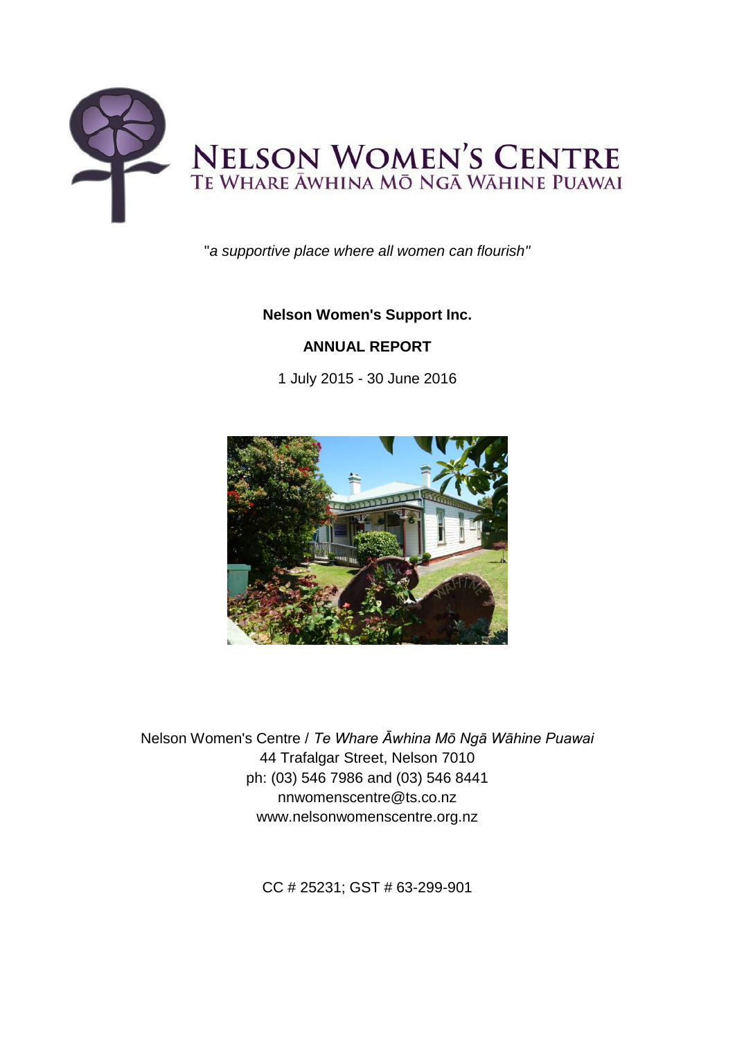# NELSON WOMEN'S CENTRE
## TE WHARE ĀWHINA MŌ NGĀ WĀHINE PUAWAI

"*a supportive place where all women can flourish"*

**Nelson Women's Support Inc.**

**ANNUAL REPORT**

1 July 2015 - 30 June 2016

Nelson Women's Centre / *Te Whare Āwhina Mō Ngā Wāhine Puawai*
44 Trafalgar Street, Nelson 7010
ph: (03) 546 7986 and (03) 546 8441
nnwomenscentre@ts.co.nz
www.nelsonwomenscentre.org.nz

CC # 25231; GST # 63-299-901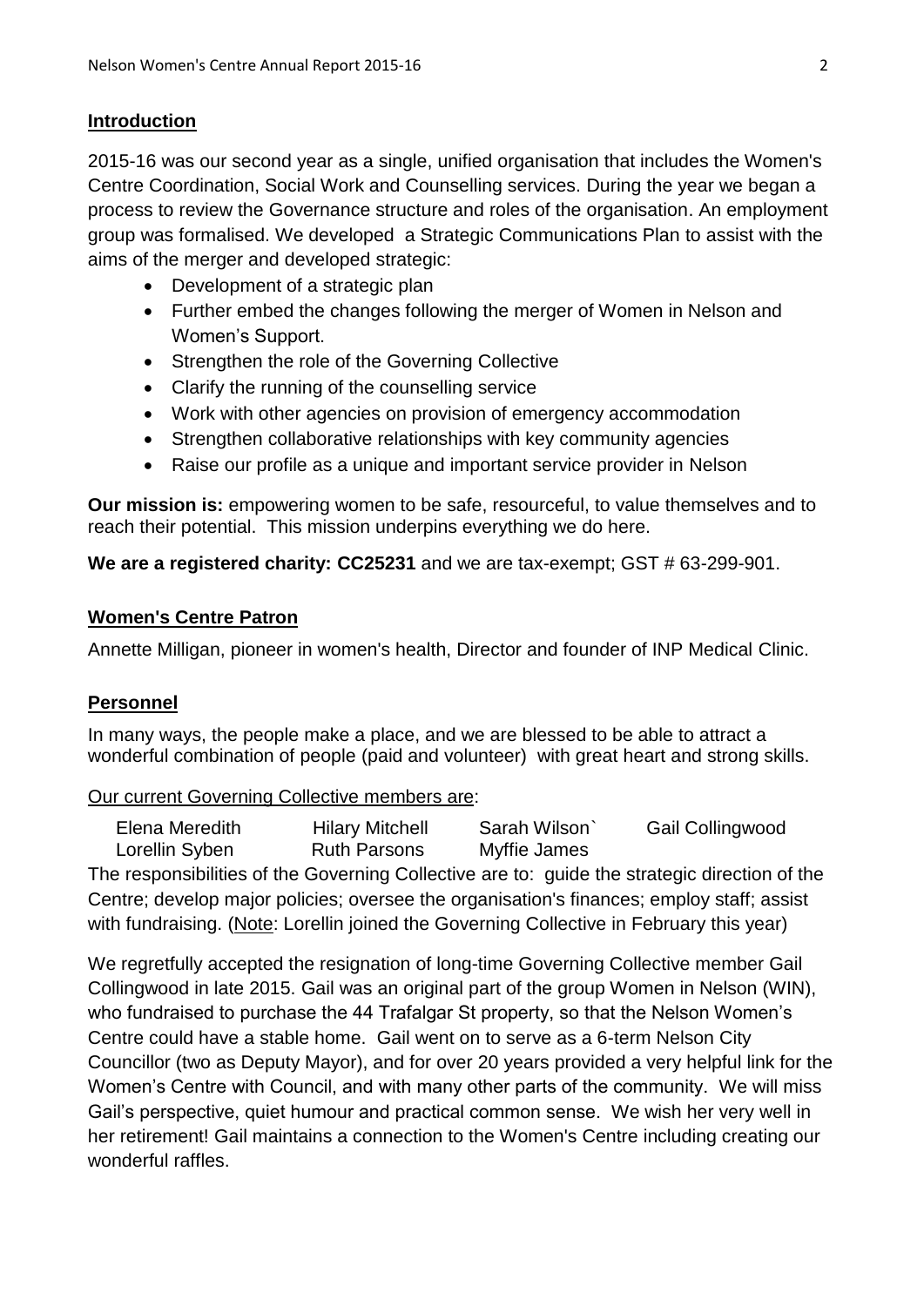## Introduction

2015-16 was our second year as a single, unified organisation that includes the Women's Centre Coordination, Social Work and Counselling services. During the year we began a process to review the Governance structure and roles of the organisation. An employment group was formalised. We developed a Strategic Communications Plan to assist with the aims of the merger and developed strategic:

- Development of a strategic plan
- Further embed the changes following the merger of Women in Nelson and Women's Support.
- Strengthen the role of the Governing Collective
- Clarify the running of the counselling service
- Work with other agencies on provision of emergency accommodation
- Strengthen collaborative relationships with key community agencies
- Raise our profile as a unique and important service provider in Nelson

**Our mission is:** empowering women to be safe, resourceful, to value themselves and to reach their potential. This mission underpins everything we do here.

**We are a registered charity: CC25231** and we are tax-exempt; GST # 63-299-901.

## Women's Centre Patron

Annette Milligan, pioneer in women's health, Director and founder of INP Medical Clinic.

## Personnel

In many ways, the people make a place, and we are blessed to be able to attract a wonderful combination of people (paid and volunteer) with great heart and strong skills.

Our current Governing Collective members are:

| | | | |
|---|---|---|---|
| Elena Meredith | Hilary Mitchell | Sarah Wilson` | Gail Collingwood |
| Lorellin Syben | Ruth Parsons | Myffie James | |

The responsibilities of the Governing Collective are to: guide the strategic direction of the Centre; develop major policies; oversee the organisation's finances; employ staff; assist with fundraising. (Note: Lorellin joined the Governing Collective in February this year)

We regretfully accepted the resignation of long-time Governing Collective member Gail Collingwood in late 2015. Gail was an original part of the group Women in Nelson (WIN), who fundraised to purchase the 44 Trafalgar St property, so that the Nelson Women's Centre could have a stable home. Gail went on to serve as a 6-term Nelson City Councillor (two as Deputy Mayor), and for over 20 years provided a very helpful link for the Women's Centre with Council, and with many other parts of the community. We will miss Gail's perspective, quiet humour and practical common sense. We wish her very well in her retirement! Gail maintains a connection to the Women's Centre including creating our wonderful raffles.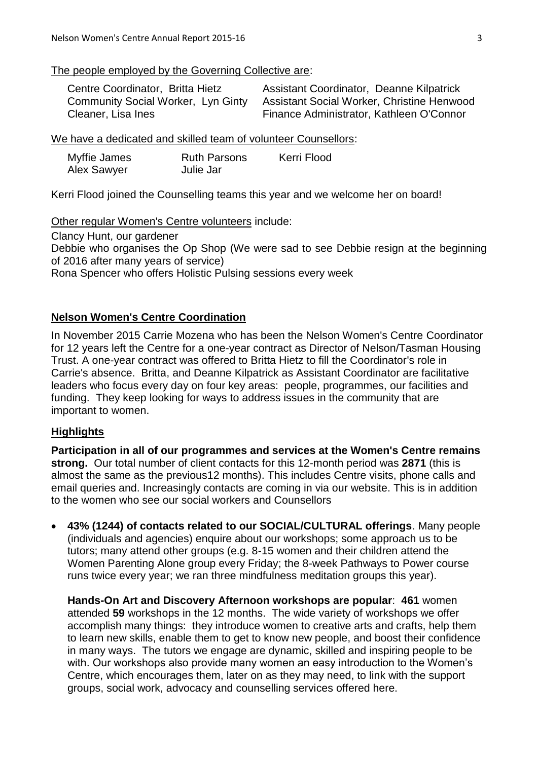<u>The people employed by the Governing Collective are</u>:

Centre Coordinator, Britta Hietz
Assistant Coordinator, Deanne Kilpatrick
Community Social Worker, Lyn Ginty
Assistant Social Worker, Christine Henwood
Cleaner, Lisa Ines
Finance Administrator, Kathleen O'Connor

<u>We have a dedicated and skilled team of volunteer Counsellors</u>:

Myffie James
Ruth Parsons
Kerri Flood
Alex Sawyer
Julie Jar

Kerri Flood joined the Counselling teams this year and we welcome her on board!

<u>Other regular Women's Centre volunteers</u> include:

Clancy Hunt, our gardener
Debbie who organises the Op Shop (We were sad to see Debbie resign at the beginning of 2016 after many years of service)
Rona Spencer who offers Holistic Pulsing sessions every week

## Nelson Women's Centre Coordination

In November 2015 Carrie Mozena who has been the Nelson Women's Centre Coordinator for 12 years left the Centre for a one-year contract as Director of Nelson/Tasman Housing Trust. A one-year contract was offered to Britta Hietz to fill the Coordinator's role in Carrie's absence. Britta, and Deanne Kilpatrick as Assistant Coordinator are facilitative leaders who focus every day on four key areas: people, programmes, our facilities and funding. They keep looking for ways to address issues in the community that are important to women.

## Highlights

**Participation in all of our programmes and services at the Women's Centre remains strong.** Our total number of client contacts for this 12-month period was **2871** (this is almost the same as the previous12 months). This includes Centre visits, phone calls and email queries and. Increasingly contacts are coming in via our website. This is in addition to the women who see our social workers and Counsellors

- **43% (1244) of contacts related to our SOCIAL/CULTURAL offerings**. Many people (individuals and agencies) enquire about our workshops; some approach us to be tutors; many attend other groups (e.g. 8-15 women and their children attend the Women Parenting Alone group every Friday; the 8-week Pathways to Power course runs twice every year; we ran three mindfulness meditation groups this year).

  **Hands-On Art and Discovery Afternoon workshops are popular**: **461** women attended **59** workshops in the 12 months. The wide variety of workshops we offer accomplish many things: they introduce women to creative arts and crafts, help them to learn new skills, enable them to get to know new people, and boost their confidence in many ways. The tutors we engage are dynamic, skilled and inspiring people to be with. Our workshops also provide many women an easy introduction to the Women's Centre, which encourages them, later on as they may need, to link with the support groups, social work, advocacy and counselling services offered here.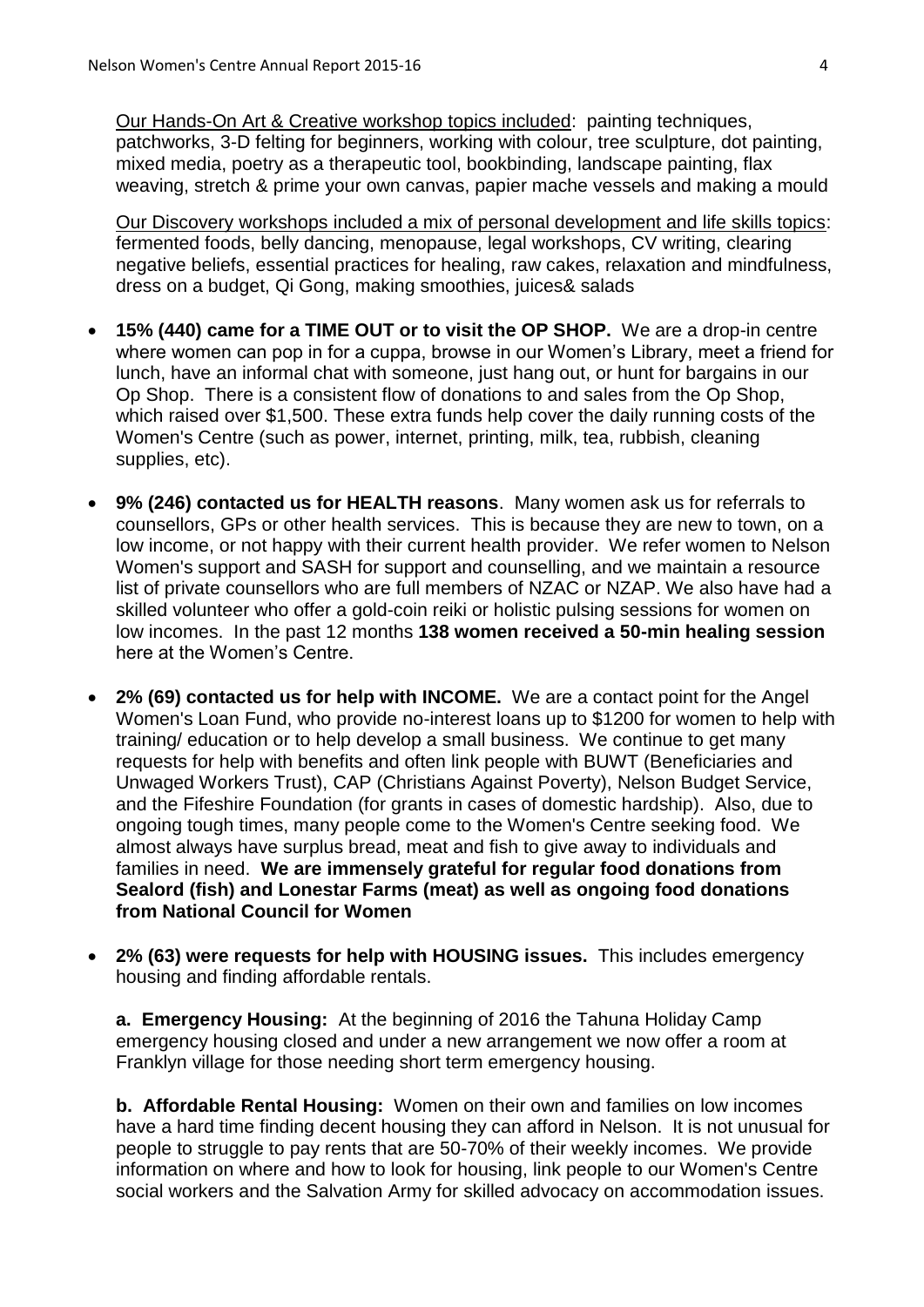Our Hands-On Art & Creative workshop topics included: painting techniques, patchworks, 3-D felting for beginners, working with colour, tree sculpture, dot painting, mixed media, poetry as a therapeutic tool, bookbinding, landscape painting, flax weaving, stretch & prime your own canvas, papier mache vessels and making a mould

Our Discovery workshops included a mix of personal development and life skills topics: fermented foods, belly dancing, menopause, legal workshops, CV writing, clearing negative beliefs, essential practices for healing, raw cakes, relaxation and mindfulness, dress on a budget, Qi Gong, making smoothies, juices& salads

- **15% (440) came for a TIME OUT or to visit the OP SHOP.** We are a drop-in centre where women can pop in for a cuppa, browse in our Women's Library, meet a friend for lunch, have an informal chat with someone, just hang out, or hunt for bargains in our Op Shop. There is a consistent flow of donations to and sales from the Op Shop, which raised over $1,500. These extra funds help cover the daily running costs of the Women's Centre (such as power, internet, printing, milk, tea, rubbish, cleaning supplies, etc).

- **9% (246) contacted us for HEALTH reasons**. Many women ask us for referrals to counsellors, GPs or other health services. This is because they are new to town, on a low income, or not happy with their current health provider. We refer women to Nelson Women's support and SASH for support and counselling, and we maintain a resource list of private counsellors who are full members of NZAC or NZAP. We also have had a skilled volunteer who offer a gold-coin reiki or holistic pulsing sessions for women on low incomes. In the past 12 months **138 women received a 50-min healing session** here at the Women's Centre.

- **2% (69) contacted us for help with INCOME.** We are a contact point for the Angel Women's Loan Fund, who provide no-interest loans up to $1200 for women to help with training/ education or to help develop a small business. We continue to get many requests for help with benefits and often link people with BUWT (Beneficiaries and Unwaged Workers Trust), CAP (Christians Against Poverty), Nelson Budget Service, and the Fifeshire Foundation (for grants in cases of domestic hardship). Also, due to ongoing tough times, many people come to the Women's Centre seeking food. We almost always have surplus bread, meat and fish to give away to individuals and families in need. **We are immensely grateful for regular food donations from Sealord (fish) and Lonestar Farms (meat) as well as ongoing food donations from National Council for Women**

- **2% (63) were requests for help with HOUSING issues.** This includes emergency housing and finding affordable rentals.

  **a. Emergency Housing:** At the beginning of 2016 the Tahuna Holiday Camp emergency housing closed and under a new arrangement we now offer a room at Franklyn village for those needing short term emergency housing.

  **b. Affordable Rental Housing:** Women on their own and families on low incomes have a hard time finding decent housing they can afford in Nelson. It is not unusual for people to struggle to pay rents that are 50-70% of their weekly incomes. We provide information on where and how to look for housing, link people to our Women's Centre social workers and the Salvation Army for skilled advocacy on accommodation issues.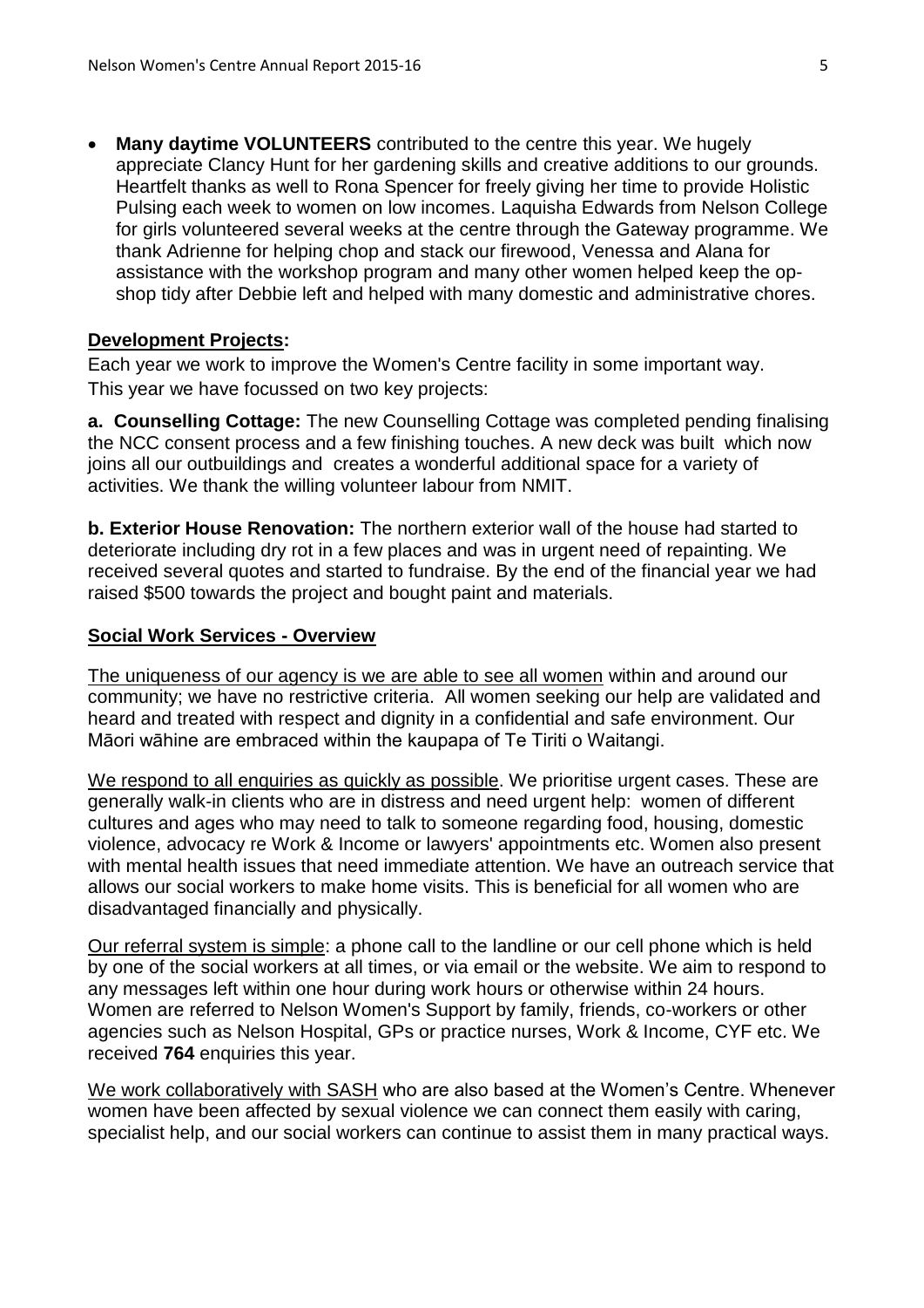- **Many daytime VOLUNTEERS** contributed to the centre this year. We hugely appreciate Clancy Hunt for her gardening skills and creative additions to our grounds. Heartfelt thanks as well to Rona Spencer for freely giving her time to provide Holistic Pulsing each week to women on low incomes. Laquisha Edwards from Nelson College for girls volunteered several weeks at the centre through the Gateway programme. We thank Adrienne for helping chop and stack our firewood, Venessa and Alana for assistance with the workshop program and many other women helped keep the op-shop tidy after Debbie left and helped with many domestic and administrative chores.

## Development Projects:

Each year we work to improve the Women's Centre facility in some important way. This year we have focussed on two key projects:

**a. Counselling Cottage:** The new Counselling Cottage was completed pending finalising the NCC consent process and a few finishing touches. A new deck was built which now joins all our outbuildings and creates a wonderful additional space for a variety of activities. We thank the willing volunteer labour from NMIT.

**b. Exterior House Renovation:** The northern exterior wall of the house had started to deteriorate including dry rot in a few places and was in urgent need of repainting. We received several quotes and started to fundraise. By the end of the financial year we had raised $500 towards the project and bought paint and materials.

## Social Work Services - Overview

The uniqueness of our agency is we are able to see all women within and around our community; we have no restrictive criteria. All women seeking our help are validated and heard and treated with respect and dignity in a confidential and safe environment. Our Māori wāhine are embraced within the kaupapa of Te Tiriti o Waitangi.

We respond to all enquiries as quickly as possible. We prioritise urgent cases. These are generally walk-in clients who are in distress and need urgent help: women of different cultures and ages who may need to talk to someone regarding food, housing, domestic violence, advocacy re Work & Income or lawyers' appointments etc. Women also present with mental health issues that need immediate attention. We have an outreach service that allows our social workers to make home visits. This is beneficial for all women who are disadvantaged financially and physically.

Our referral system is simple: a phone call to the landline or our cell phone which is held by one of the social workers at all times, or via email or the website. We aim to respond to any messages left within one hour during work hours or otherwise within 24 hours. Women are referred to Nelson Women's Support by family, friends, co-workers or other agencies such as Nelson Hospital, GPs or practice nurses, Work & Income, CYF etc. We received **764** enquiries this year.

We work collaboratively with SASH who are also based at the Women's Centre. Whenever women have been affected by sexual violence we can connect them easily with caring, specialist help, and our social workers can continue to assist them in many practical ways.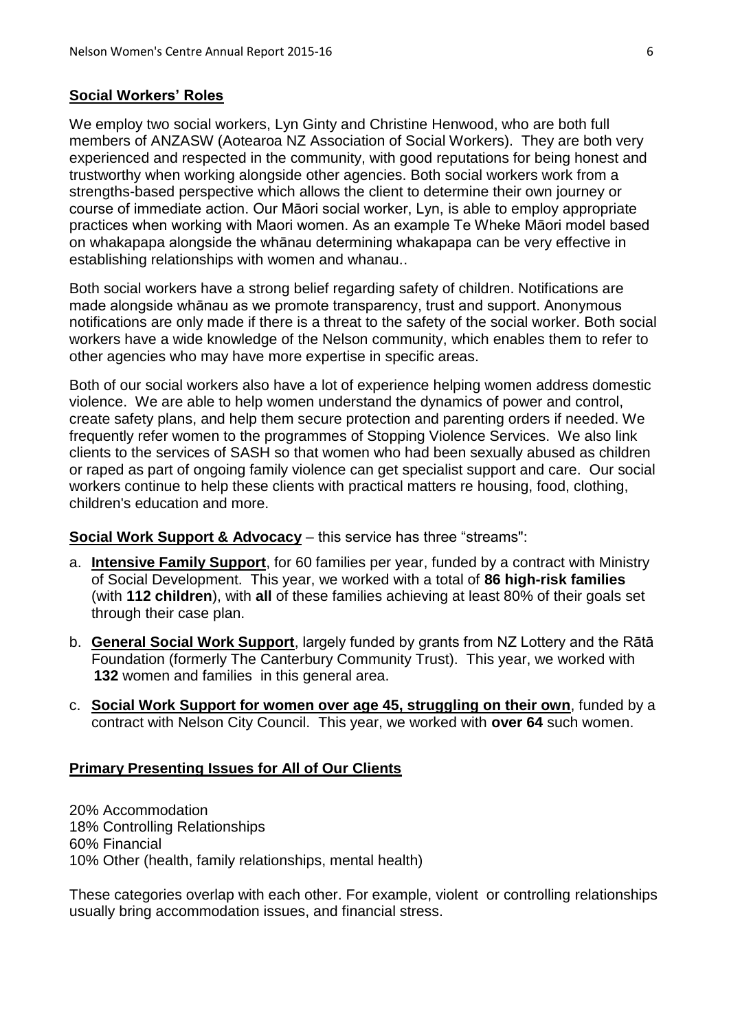**Social Workers' Roles**

We employ two social workers, Lyn Ginty and Christine Henwood, who are both full members of ANZASW (Aotearoa NZ Association of Social Workers). They are both very experienced and respected in the community, with good reputations for being honest and trustworthy when working alongside other agencies. Both social workers work from a strengths-based perspective which allows the client to determine their own journey or course of immediate action. Our Māori social worker, Lyn, is able to employ appropriate practices when working with Maori women. As an example Te Wheke Māori model based on whakapapa alongside the whānau determining whakapapa can be very effective in establishing relationships with women and whanau..

Both social workers have a strong belief regarding safety of children. Notifications are made alongside whānau as we promote transparency, trust and support. Anonymous notifications are only made if there is a threat to the safety of the social worker. Both social workers have a wide knowledge of the Nelson community, which enables them to refer to other agencies who may have more expertise in specific areas.

Both of our social workers also have a lot of experience helping women address domestic violence. We are able to help women understand the dynamics of power and control, create safety plans, and help them secure protection and parenting orders if needed. We frequently refer women to the programmes of Stopping Violence Services. We also link clients to the services of SASH so that women who had been sexually abused as children or raped as part of ongoing family violence can get specialist support and care. Our social workers continue to help these clients with practical matters re housing, food, clothing, children's education and more.

**Social Work Support & Advocacy** – this service has three "streams":

a. **Intensive Family Support**, for 60 families per year, funded by a contract with Ministry of Social Development. This year, we worked with a total of **86 high-risk families** (with **112 children**), with **all** of these families achieving at least 80% of their goals set through their case plan.

b. **General Social Work Support**, largely funded by grants from NZ Lottery and the Rātā Foundation (formerly The Canterbury Community Trust). This year, we worked with **132** women and families in this general area.

c. **Social Work Support for women over age 45, struggling on their own**, funded by a contract with Nelson City Council. This year, we worked with **over 64** such women.

**Primary Presenting Issues for All of Our Clients**

20% Accommodation
18% Controlling Relationships
60% Financial
10% Other (health, family relationships, mental health)

These categories overlap with each other. For example, violent or controlling relationships usually bring accommodation issues, and financial stress.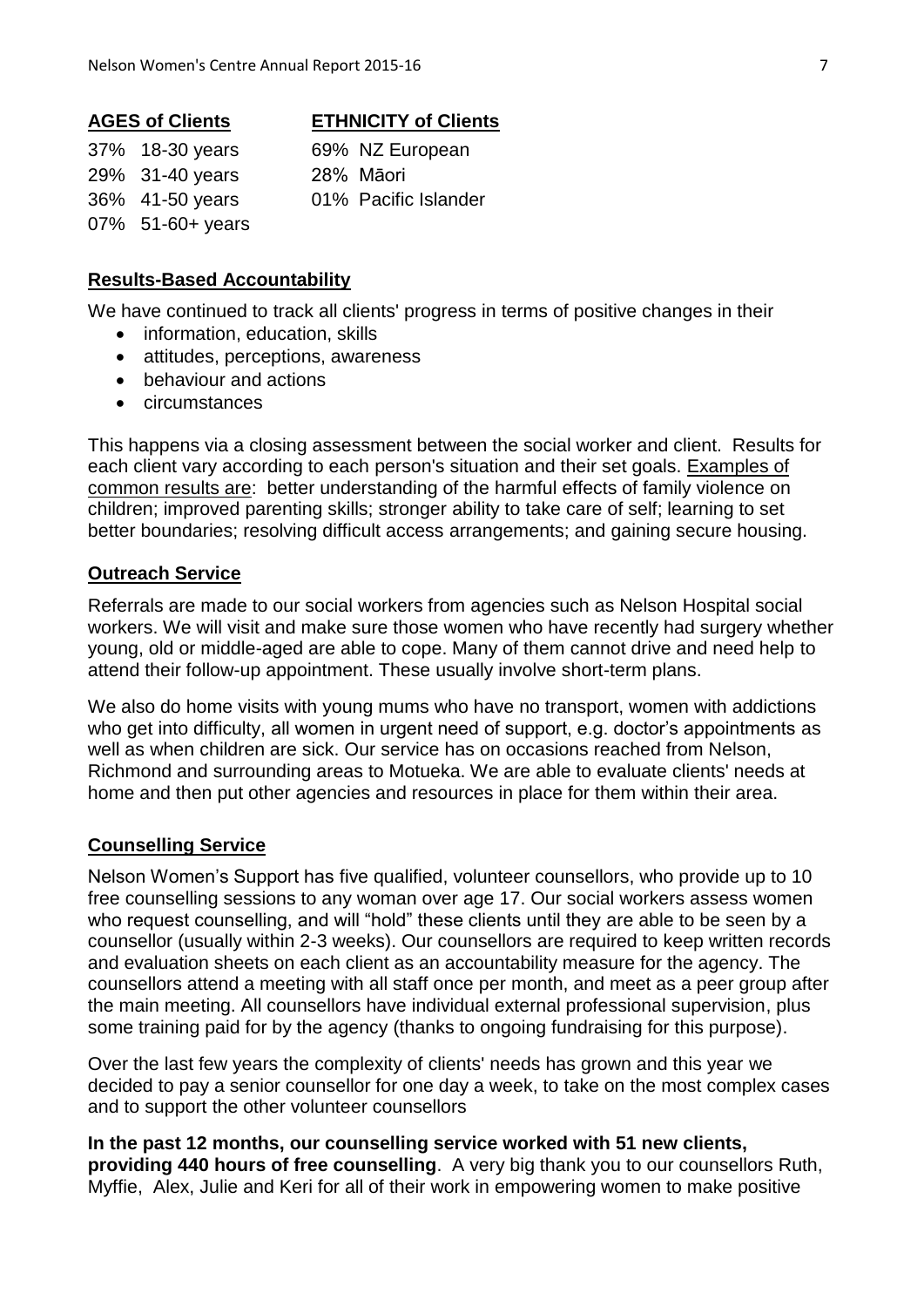**AGES of Clients**

37% 18-30 years
29% 31-40 years
36% 41-50 years
07% 51-60+ years

**ETHNICITY of Clients**

69% NZ European
28% Māori
01% Pacific Islander

## Results-Based Accountability

We have continued to track all clients' progress in terms of positive changes in their

- information, education, skills
- attitudes, perceptions, awareness
- behaviour and actions
- circumstances

This happens via a closing assessment between the social worker and client. Results for each client vary according to each person's situation and their set goals. Examples of common results are: better understanding of the harmful effects of family violence on children; improved parenting skills; stronger ability to take care of self; learning to set better boundaries; resolving difficult access arrangements; and gaining secure housing.

## Outreach Service

Referrals are made to our social workers from agencies such as Nelson Hospital social workers. We will visit and make sure those women who have recently had surgery whether young, old or middle-aged are able to cope. Many of them cannot drive and need help to attend their follow-up appointment. These usually involve short-term plans.

We also do home visits with young mums who have no transport, women with addictions who get into difficulty, all women in urgent need of support, e.g. doctor's appointments as well as when children are sick. Our service has on occasions reached from Nelson, Richmond and surrounding areas to Motueka. We are able to evaluate clients' needs at home and then put other agencies and resources in place for them within their area.

## Counselling Service

Nelson Women's Support has five qualified, volunteer counsellors, who provide up to 10 free counselling sessions to any woman over age 17. Our social workers assess women who request counselling, and will "hold" these clients until they are able to be seen by a counsellor (usually within 2-3 weeks). Our counsellors are required to keep written records and evaluation sheets on each client as an accountability measure for the agency. The counsellors attend a meeting with all staff once per month, and meet as a peer group after the main meeting. All counsellors have individual external professional supervision, plus some training paid for by the agency (thanks to ongoing fundraising for this purpose).

Over the last few years the complexity of clients' needs has grown and this year we decided to pay a senior counsellor for one day a week, to take on the most complex cases and to support the other volunteer counsellors

**In the past 12 months, our counselling service worked with 51 new clients, providing 440 hours of free counselling**. A very big thank you to our counsellors Ruth, Myffie, Alex, Julie and Keri for all of their work in empowering women to make positive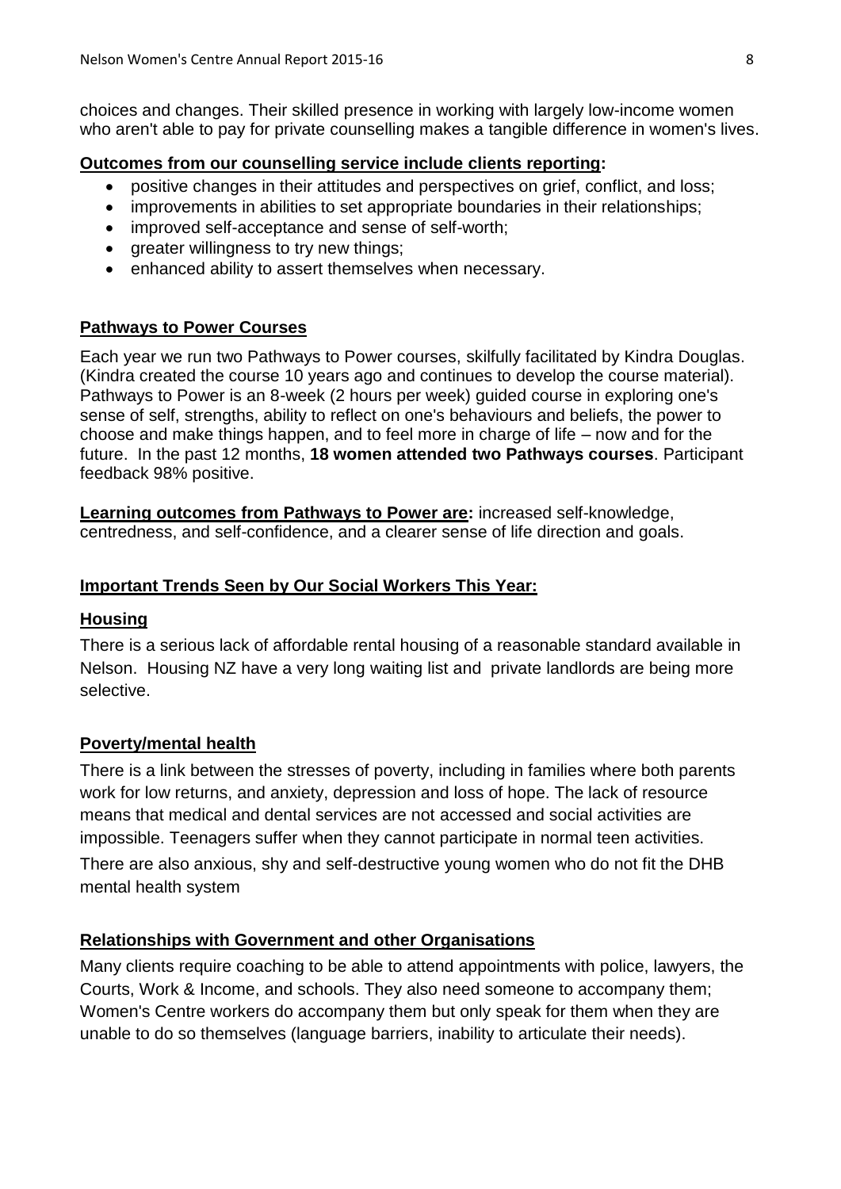choices and changes. Their skilled presence in working with largely low-income women who aren't able to pay for private counselling makes a tangible difference in women's lives.

**Outcomes from our counselling service include clients reporting:**

- positive changes in their attitudes and perspectives on grief, conflict, and loss;
- improvements in abilities to set appropriate boundaries in their relationships;
- improved self-acceptance and sense of self-worth;
- greater willingness to try new things;
- enhanced ability to assert themselves when necessary.

## Pathways to Power Courses

Each year we run two Pathways to Power courses, skilfully facilitated by Kindra Douglas. (Kindra created the course 10 years ago and continues to develop the course material). Pathways to Power is an 8-week (2 hours per week) guided course in exploring one's sense of self, strengths, ability to reflect on one's behaviours and beliefs, the power to choose and make things happen, and to feel more in charge of life – now and for the future. In the past 12 months, **18 women attended two Pathways courses**. Participant feedback 98% positive.

**Learning outcomes from Pathways to Power are:** increased self-knowledge, centredness, and self-confidence, and a clearer sense of life direction and goals.

## Important Trends Seen by Our Social Workers This Year:

### Housing

There is a serious lack of affordable rental housing of a reasonable standard available in Nelson. Housing NZ have a very long waiting list and private landlords are being more selective.

### Poverty/mental health

There is a link between the stresses of poverty, including in families where both parents work for low returns, and anxiety, depression and loss of hope. The lack of resource means that medical and dental services are not accessed and social activities are impossible. Teenagers suffer when they cannot participate in normal teen activities.

There are also anxious, shy and self-destructive young women who do not fit the DHB mental health system

### Relationships with Government and other Organisations

Many clients require coaching to be able to attend appointments with police, lawyers, the Courts, Work & Income, and schools. They also need someone to accompany them; Women's Centre workers do accompany them but only speak for them when they are unable to do so themselves (language barriers, inability to articulate their needs).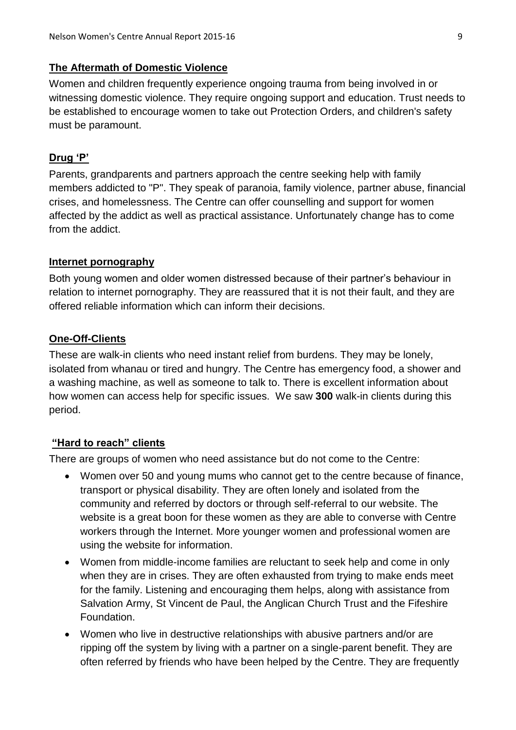### The Aftermath of Domestic Violence

Women and children frequently experience ongoing trauma from being involved in or witnessing domestic violence. They require ongoing support and education. Trust needs to be established to encourage women to take out Protection Orders, and children's safety must be paramount.

### Drug 'P'

Parents, grandparents and partners approach the centre seeking help with family members addicted to "P". They speak of paranoia, family violence, partner abuse, financial crises, and homelessness. The Centre can offer counselling and support for women affected by the addict as well as practical assistance. Unfortunately change has to come from the addict.

### Internet pornography

Both young women and older women distressed because of their partner's behaviour in relation to internet pornography. They are reassured that it is not their fault, and they are offered reliable information which can inform their decisions.

### One-Off-Clients

These are walk-in clients who need instant relief from burdens. They may be lonely, isolated from whanau or tired and hungry. The Centre has emergency food, a shower and a washing machine, as well as someone to talk to. There is excellent information about how women can access help for specific issues. We saw **300** walk-in clients during this period.

### "Hard to reach" clients

There are groups of women who need assistance but do not come to the Centre:

- Women over 50 and young mums who cannot get to the centre because of finance, transport or physical disability. They are often lonely and isolated from the community and referred by doctors or through self-referral to our website. The website is a great boon for these women as they are able to converse with Centre workers through the Internet. More younger women and professional women are using the website for information.
- Women from middle-income families are reluctant to seek help and come in only when they are in crises. They are often exhausted from trying to make ends meet for the family. Listening and encouraging them helps, along with assistance from Salvation Army, St Vincent de Paul, the Anglican Church Trust and the Fifeshire Foundation.
- Women who live in destructive relationships with abusive partners and/or are ripping off the system by living with a partner on a single-parent benefit. They are often referred by friends who have been helped by the Centre. They are frequently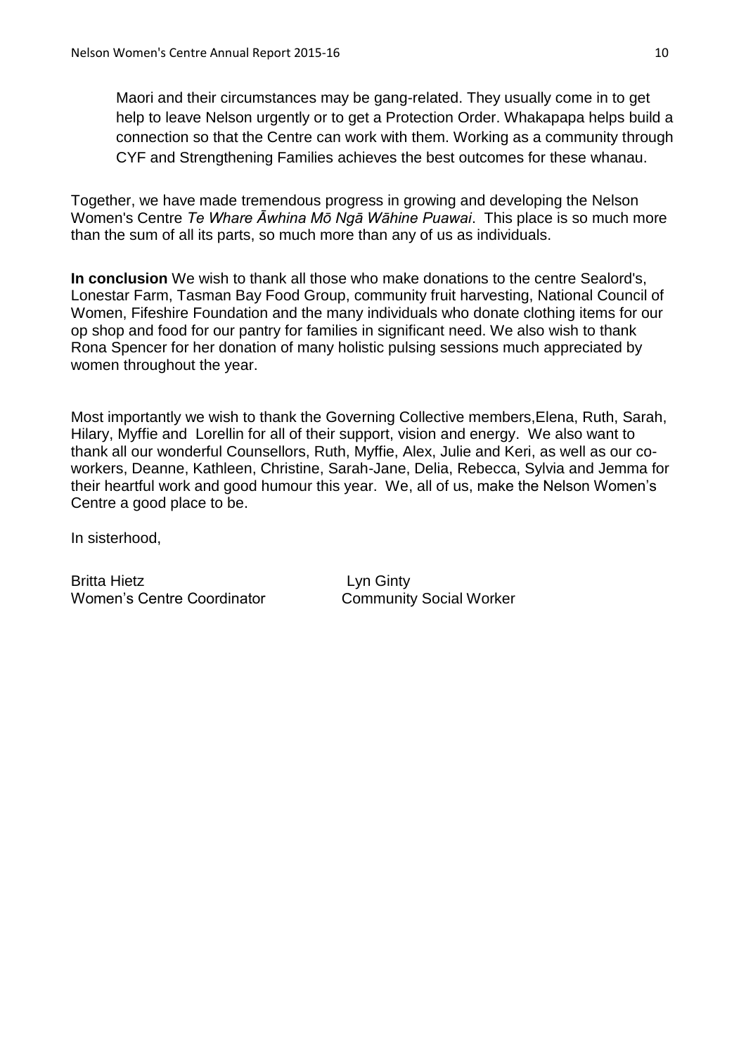Maori and their circumstances may be gang-related. They usually come in to get help to leave Nelson urgently or to get a Protection Order. Whakapapa helps build a connection so that the Centre can work with them. Working as a community through CYF and Strengthening Families achieves the best outcomes for these whanau.

Together, we have made tremendous progress in growing and developing the Nelson Women's Centre *Te Whare Āwhina Mō Ngā Wāhine Puawai*. This place is so much more than the sum of all its parts, so much more than any of us as individuals.

**In conclusion** We wish to thank all those who make donations to the centre Sealord's, Lonestar Farm, Tasman Bay Food Group, community fruit harvesting, National Council of Women, Fifeshire Foundation and the many individuals who donate clothing items for our op shop and food for our pantry for families in significant need. We also wish to thank Rona Spencer for her donation of many holistic pulsing sessions much appreciated by women throughout the year.

Most importantly we wish to thank the Governing Collective members,Elena, Ruth, Sarah, Hilary, Myffie and Lorellin for all of their support, vision and energy. We also want to thank all our wonderful Counsellors, Ruth, Myffie, Alex, Julie and Keri, as well as our co-workers, Deanne, Kathleen, Christine, Sarah-Jane, Delia, Rebecca, Sylvia and Jemma for their heartful work and good humour this year. We, all of us, make the Nelson Women's Centre a good place to be.

In sisterhood,

Britta Hietz
Women's Centre Coordinator

Lyn Ginty
Community Social Worker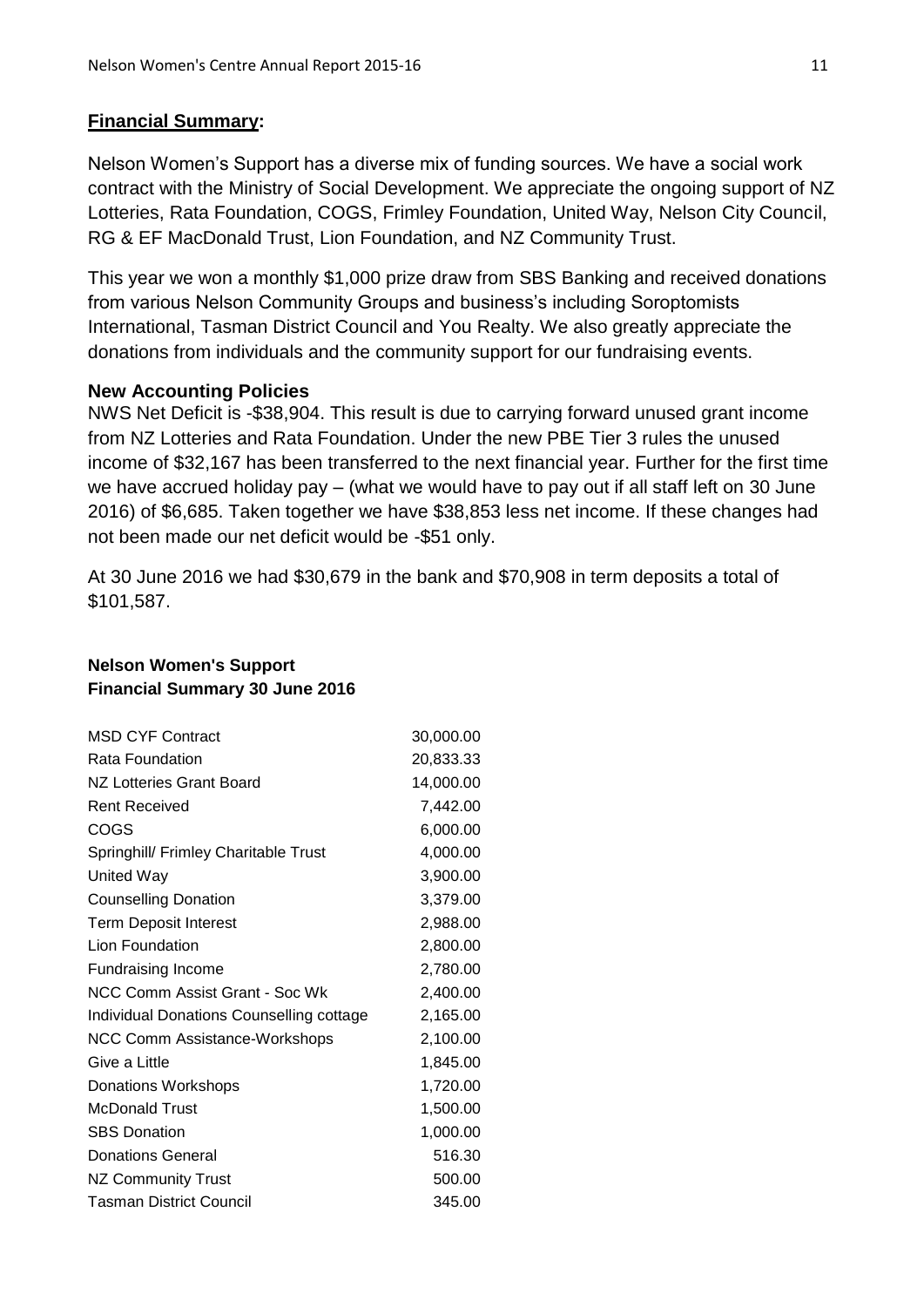## **Financial Summary:**

Nelson Women's Support has a diverse mix of funding sources. We have a social work contract with the Ministry of Social Development. We appreciate the ongoing support of NZ Lotteries, Rata Foundation, COGS, Frimley Foundation, United Way, Nelson City Council, RG & EF MacDonald Trust, Lion Foundation, and NZ Community Trust.

This year we won a monthly $1,000 prize draw from SBS Banking and received donations from various Nelson Community Groups and business's including Soroptomists International, Tasman District Council and You Realty. We also greatly appreciate the donations from individuals and the community support for our fundraising events.

### **New Accounting Policies**

NWS Net Deficit is -$38,904. This result is due to carrying forward unused grant income from NZ Lotteries and Rata Foundation. Under the new PBE Tier 3 rules the unused income of $32,167 has been transferred to the next financial year. Further for the first time we have accrued holiday pay – (what we would have to pay out if all staff left on 30 June 2016) of $6,685. Taken together we have $38,853 less net income. If these changes had not been made our net deficit would be -$51 only.

At 30 June 2016 we had $30,679 in the bank and $70,908 in term deposits a total of $101,587.

### **Nelson Women's Support**
### **Financial Summary 30 June 2016**

| | |
|---|---|
| MSD CYF Contract | 30,000.00 |
| Rata Foundation | 20,833.33 |
| NZ Lotteries Grant Board | 14,000.00 |
| Rent Received | 7,442.00 |
| COGS | 6,000.00 |
| Springhill/ Frimley Charitable Trust | 4,000.00 |
| United Way | 3,900.00 |
| Counselling Donation | 3,379.00 |
| Term Deposit Interest | 2,988.00 |
| Lion Foundation | 2,800.00 |
| Fundraising Income | 2,780.00 |
| NCC Comm Assist Grant - Soc Wk | 2,400.00 |
| Individual Donations Counselling cottage | 2,165.00 |
| NCC Comm Assistance-Workshops | 2,100.00 |
| Give a Little | 1,845.00 |
| Donations Workshops | 1,720.00 |
| McDonald Trust | 1,500.00 |
| SBS Donation | 1,000.00 |
| Donations General | 516.30 |
| NZ Community Trust | 500.00 |
| Tasman District Council | 345.00 |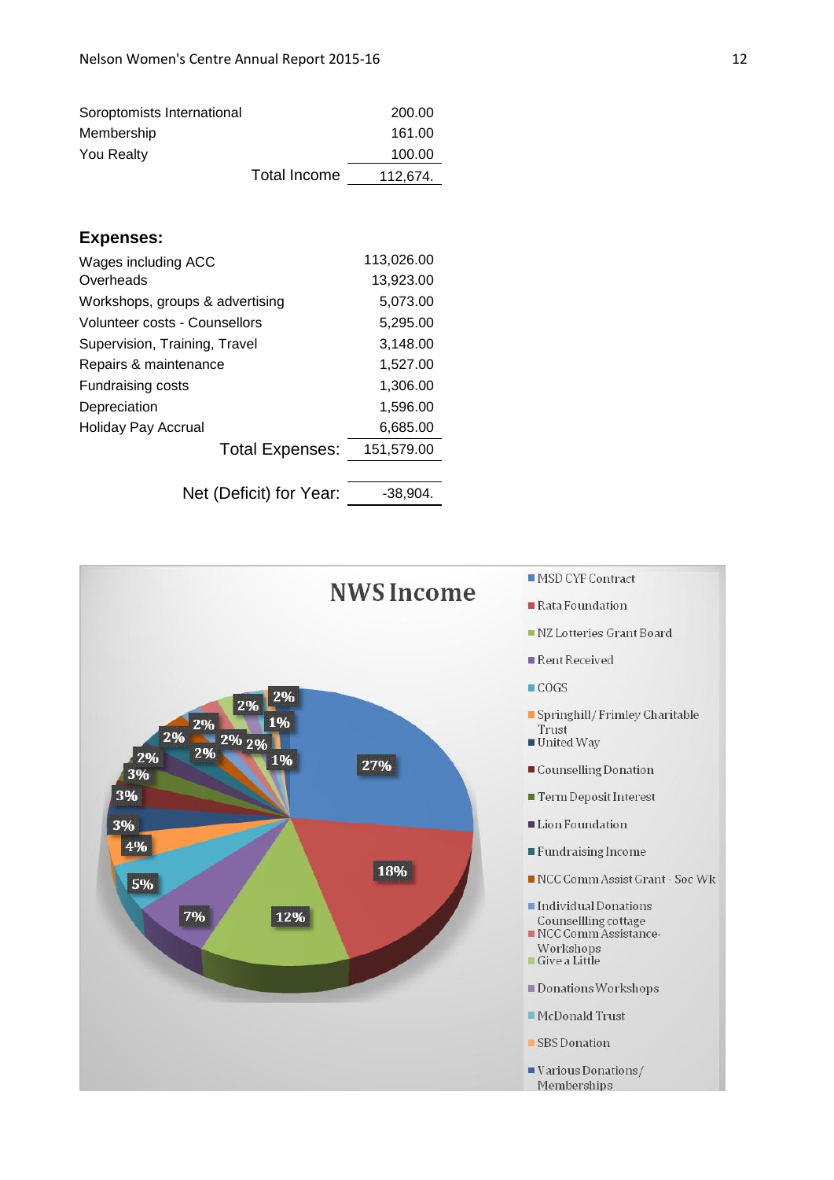| | |
|---|---|
| Soroptomists International | 200.00 |
| Membership | 161.00 |
| You Realty | 100.00 |
| Total Income | 112,674. |

**Expenses:**

| | |
|---|---|
| Wages including ACC | 113,026.00 |
| Overheads | 13,923.00 |
| Workshops, groups & advertising | 5,073.00 |
| Volunteer costs - Counsellors | 5,295.00 |
| Supervision, Training, Travel | 3,148.00 |
| Repairs & maintenance | 1,527.00 |
| Fundraising costs | 1,306.00 |
| Depreciation | 1,596.00 |
| Holiday Pay Accrual | 6,685.00 |
| Total Expenses: | 151,579.00 |
| | |
| Net (Deficit) for Year: | -38,904. |

**NWS Income**

| Source | Share |
|---|---|
| MSD CYF Contract | 27% |
| Rata Foundation | 18% |
| NZ Lotteries Grant Board | 12% |
| Rent Received | 7% |
| COGS | 5% |
| Springhill/Frimley Charitable Trust | 4% |
| United Way | 3% |
| Counselling Donation | 3% |
| Term Deposit Interest | 3% |
| Lion Foundation | 2% |
| Fundraising Income | 2% |
| NCC Comm Assist Grant - Soc Wk | 2% |
| Individual Donations Counsellling cottage | 2% |
| NCC Comm Assistance-Workshops | 2% |
| Give a Little | 2% |
| Donations Workshops | 2% |
| McDonald Trust | 2% |
| SBS Donation | 1% |
| Various Donations/Memberships | 1% |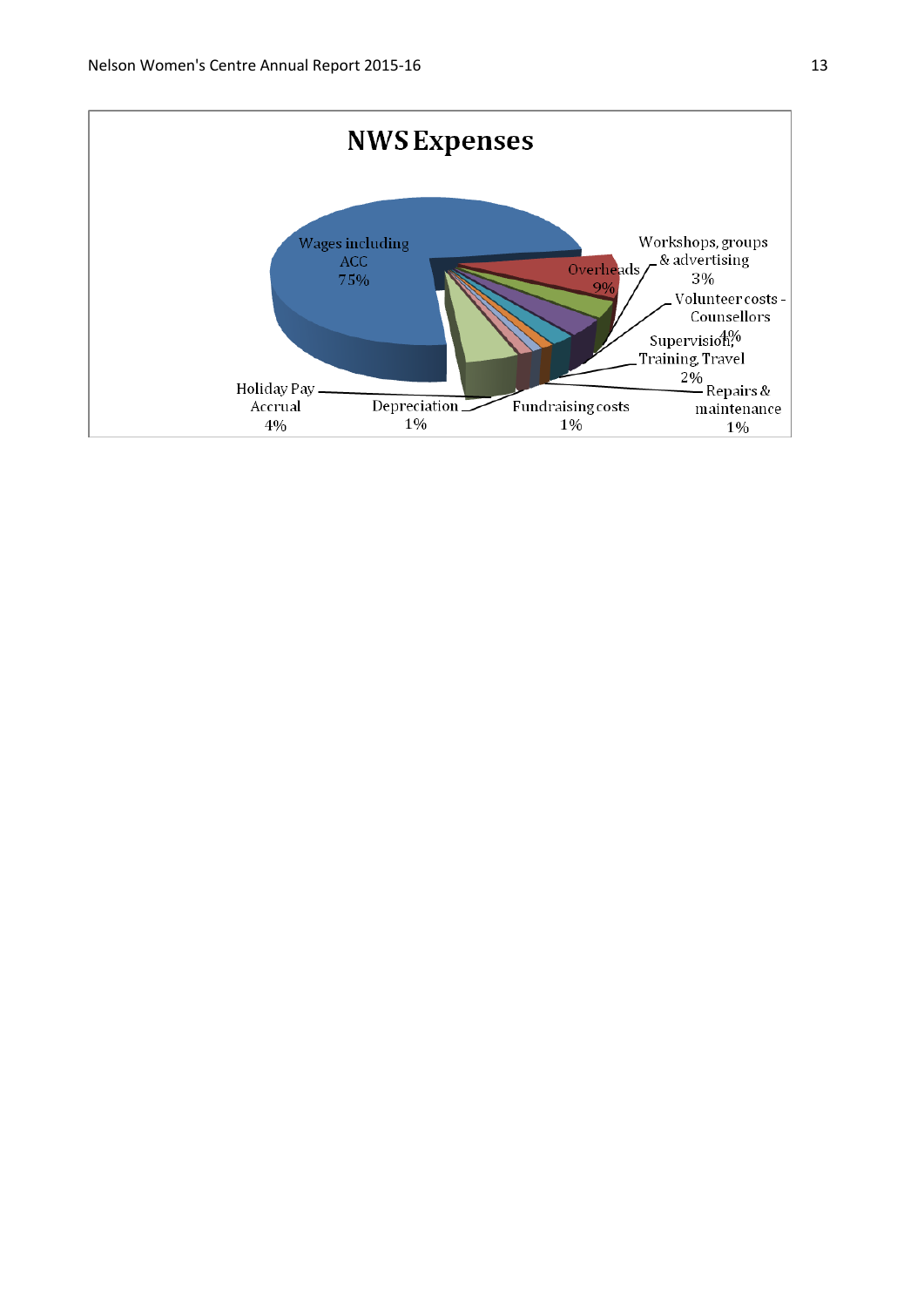NWS Expenses

Wages including ACC 75%

Overheads 9%

Workshops, groups & advertising 3%

Volunteer costs - Counsellors 4%

Supervision, Training, Travel 2%

Repairs & maintenance 1%

Fundraising costs 1%

Depreciation 1%

Holiday Pay Accrual 4%